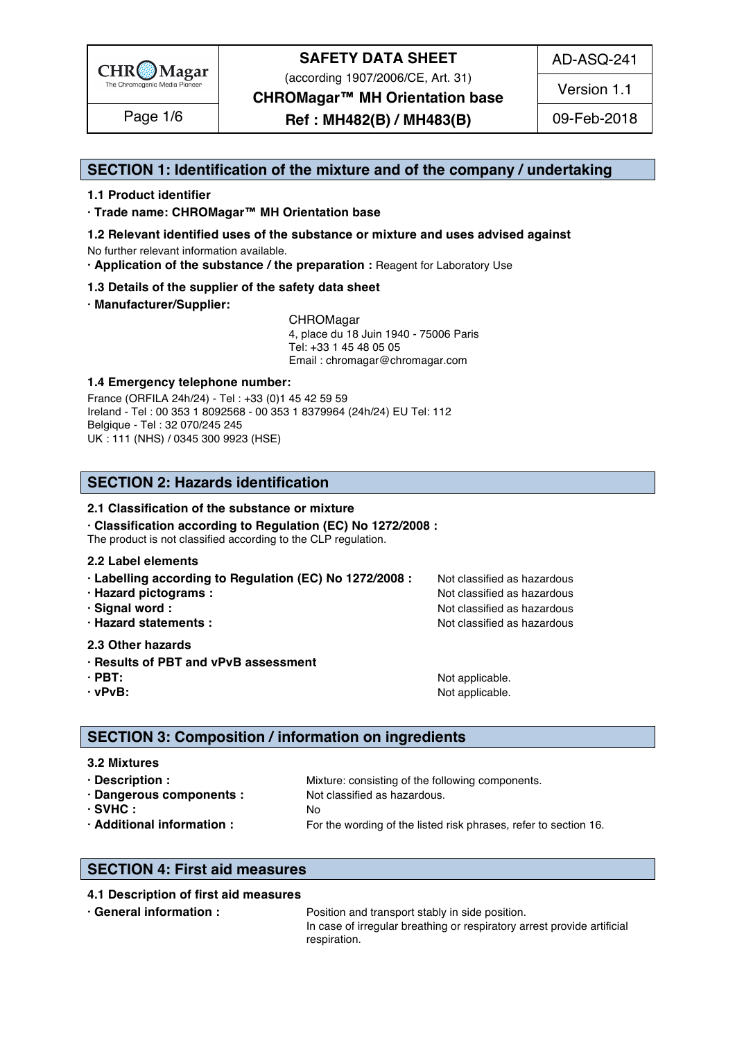## SECTION 1: Identification of the mixture and of the company / undertaking

### 1.1 Product identifier

**· Trade name: CHROMagar™ MH Orientation base**

### 1.2 Relevant identified uses of the substance or mixture and uses advised against

No further relevant information available.

**· Application of the substance / the preparation :** Reagent for Laboratory Use

### 1.3 Details of the supplier of the safety data sheet

**· Manufacturer/Supplier:**

CHROMagar
4, place du 18 Juin 1940 - 75006 Paris
Tel: +33 1 45 48 05 05
Email : chromagar@chromagar.com

### 1.4 Emergency telephone number:

France (ORFILA 24h/24) - Tel : +33 (0)1 45 42 59 59
Ireland - Tel : 00 353 1 8092568 - 00 353 1 8379964 (24h/24) EU Tel: 112
Belgique - Tel : 32 070/245 245
UK : 111 (NHS) / 0345 300 9923 (HSE)

## SECTION 2: Hazards identification

### 2.1 Classification of the substance or mixture

**· Classification according to Regulation (EC) No 1272/2008 :**
The product is not classified according to the CLP regulation.

### 2.2 Label elements

**· Labelling according to Regulation (EC) No 1272/2008 :** Not classified as hazardous
**· Hazard pictograms :** Not classified as hazardous
**· Signal word :** Not classified as hazardous
**· Hazard statements :** Not classified as hazardous

### 2.3 Other hazards

**· Results of PBT and vPvB assessment**
**· PBT:** Not applicable.
**· vPvB:** Not applicable.

## SECTION 3: Composition / information on ingredients

### 3.2 Mixtures

**· Description :** Mixture: consisting of the following components.
**· Dangerous components :** Not classified as hazardous.
**· SVHC :** No
**· Additional information :** For the wording of the listed risk phrases, refer to section 16.

## SECTION 4: First aid measures

### 4.1 Description of first aid measures

**· General information :** Position and transport stably in side position.
In case of irregular breathing or respiratory arrest provide artificial respiration.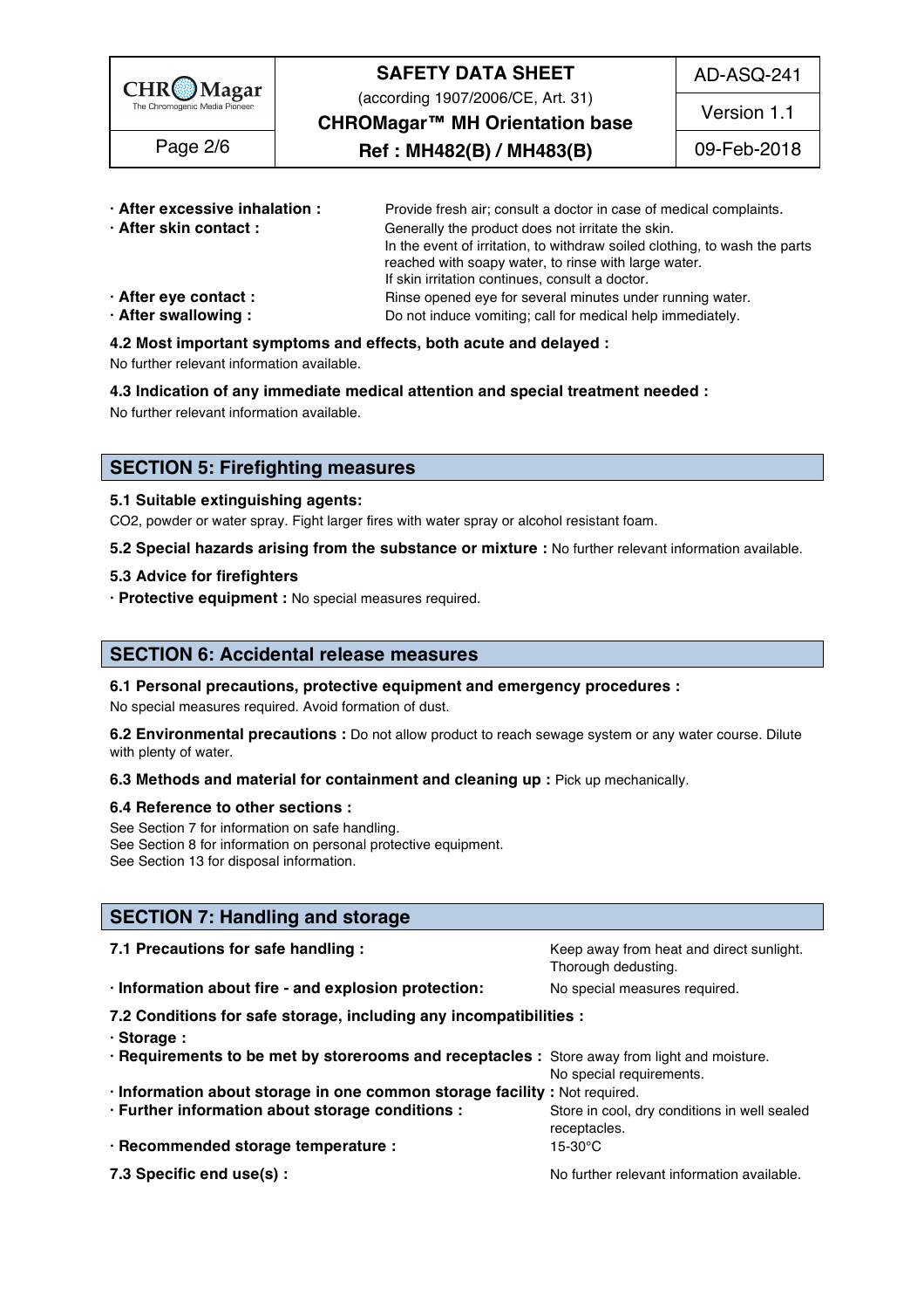- **· After excessive inhalation :** Provide fresh air; consult a doctor in case of medical complaints.
- **· After skin contact :** Generally the product does not irritate the skin. In the event of irritation, to withdraw soiled clothing, to wash the parts reached with soapy water, to rinse with large water. If skin irritation continues, consult a doctor.
- **· After eye contact :** Rinse opened eye for several minutes under running water.
- **· After swallowing :** Do not induce vomiting; call for medical help immediately.

### 4.2 Most important symptoms and effects, both acute and delayed :

No further relevant information available.

### 4.3 Indication of any immediate medical attention and special treatment needed :

No further relevant information available.

## SECTION 5: Firefighting measures

### 5.1 Suitable extinguishing agents:

$CO_2$, powder or water spray. Fight larger fires with water spray or alcohol resistant foam.

**5.2 Special hazards arising from the substance or mixture :** No further relevant information available.

### 5.3 Advice for firefighters

**· Protective equipment :** No special measures required.

## SECTION 6: Accidental release measures

### 6.1 Personal precautions, protective equipment and emergency procedures :

No special measures required. Avoid formation of dust.

**6.2 Environmental precautions :** Do not allow product to reach sewage system or any water course. Dilute with plenty of water.

**6.3 Methods and material for containment and cleaning up :** Pick up mechanically.

### 6.4 Reference to other sections :

See Section 7 for information on safe handling.
See Section 8 for information on personal protective equipment.
See Section 13 for disposal information.

## SECTION 7: Handling and storage

**7.1 Precautions for safe handling :** Keep away from heat and direct sunlight. Thorough dedusting.

**· Information about fire - and explosion protection:** No special measures required.

### 7.2 Conditions for safe storage, including any incompatibilities :

**· Storage :**

- **· Requirements to be met by storerooms and receptacles :** Store away from light and moisture. No special requirements.
- **· Information about storage in one common storage facility :** Not required.
- **· Further information about storage conditions :** Store in cool, dry conditions in well sealed receptacles.
- **· Recommended storage temperature :** 15-30°C

**7.3 Specific end use(s) :** No further relevant information available.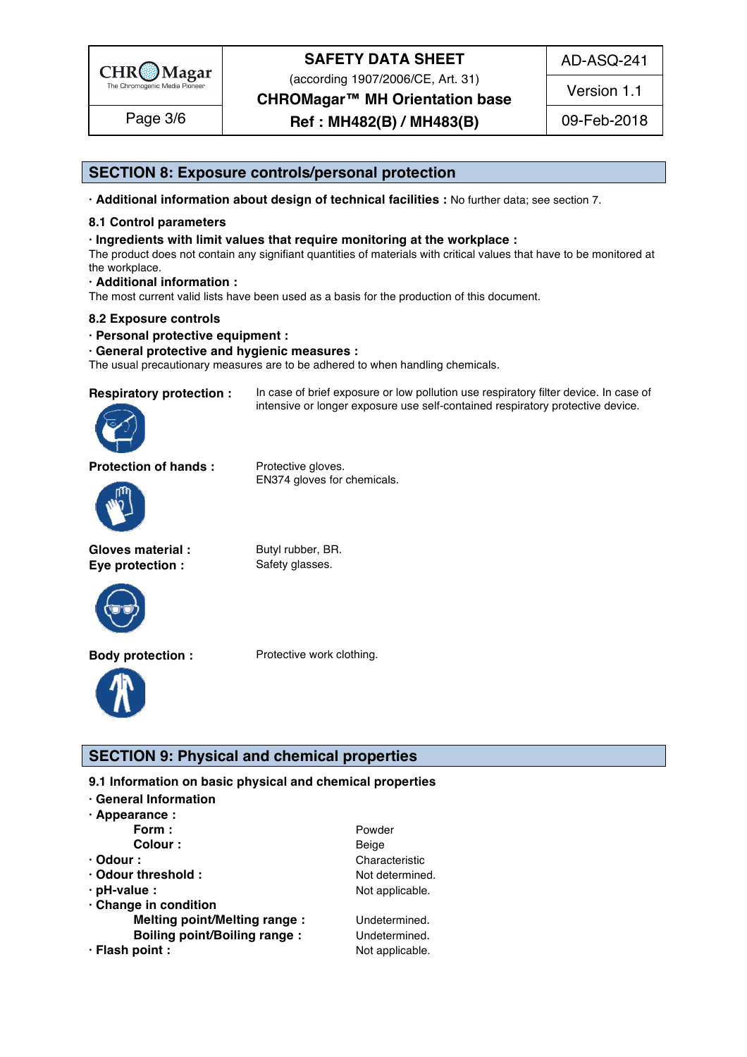## SECTION 8: Exposure controls/personal protection

· **Additional information about design of technical facilities :** No further data; see section 7.

### 8.1 Control parameters

· **Ingredients with limit values that require monitoring at the workplace :**
The product does not contain any signifiant quantities of materials with critical values that have to be monitored at the workplace.

· **Additional information :**
The most current valid lists have been used as a basis for the production of this document.

### 8.2 Exposure controls

· **Personal protective equipment :**

· **General protective and hygienic measures :**
The usual precautionary measures are to be adhered to when handling chemicals.

**Respiratory protection :** In case of brief exposure or low pollution use respiratory filter device. In case of intensive or longer exposure use self-contained respiratory protective device.

**Protection of hands :** Protective gloves.
EN374 gloves for chemicals.

**Gloves material :** Butyl rubber, BR.

**Eye protection :** Safety glasses.

**Body protection :** Protective work clothing.

## SECTION 9: Physical and chemical properties

### 9.1 Information on basic physical and chemical properties

· **General Information**

· **Appearance :**

- **Form :** Powder
- **Colour :** Beige

· **Odour :** Characteristic

· **Odour threshold :** Not determined.

· **pH-value :** Not applicable.

· **Change in condition**

- **Melting point/Melting range :** Undetermined.
- **Boiling point/Boiling range :** Undetermined.

· **Flash point :** Not applicable.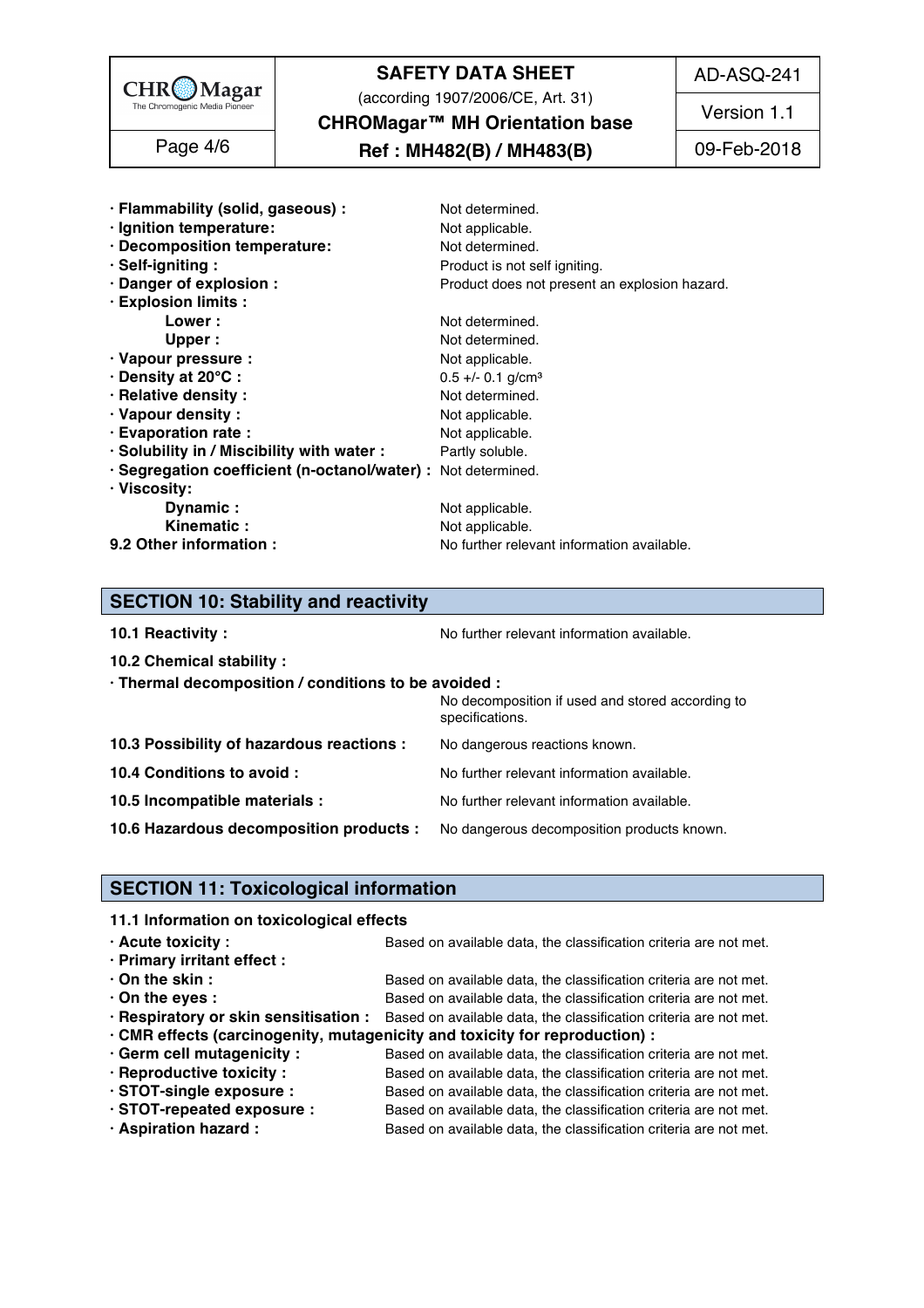| | |
|---|---|
| **· Flammability (solid, gaseous) :** | Not determined. |
| **· Ignition temperature:** | Not applicable. |
| **· Decomposition temperature:** | Not determined. |
| **· Self-igniting :** | Product is not self igniting. |
| **· Danger of explosion :** | Product does not present an explosion hazard. |
| **· Explosion limits :** | |
| **Lower :** | Not determined. |
| **Upper :** | Not determined. |
| **· Vapour pressure :** | Not applicable. |
| **· Density at 20°C :** | 0.5 +/- 0.1 g/cm³ |
| **· Relative density :** | Not determined. |
| **· Vapour density :** | Not applicable. |
| **· Evaporation rate :** | Not applicable. |
| **· Solubility in / Miscibility with water :** | Partly soluble. |
| **· Segregation coefficient (n-octanol/water) :** | Not determined. |
| **· Viscosity:** | |
| **Dynamic :** | Not applicable. |
| **Kinematic :** | Not applicable. |
| **9.2 Other information :** | No further relevant information available. |

## SECTION 10: Stability and reactivity

**10.1 Reactivity :** No further relevant information available.

**10.2 Chemical stability :**

**· Thermal decomposition / conditions to be avoided :** No decomposition if used and stored according to specifications.

**10.3 Possibility of hazardous reactions :** No dangerous reactions known.

**10.4 Conditions to avoid :** No further relevant information available.

**10.5 Incompatible materials :** No further relevant information available.

**10.6 Hazardous decomposition products :** No dangerous decomposition products known.

## SECTION 11: Toxicological information

**11.1 Information on toxicological effects**

| | |
|---|---|
| **· Acute toxicity :** | Based on available data, the classification criteria are not met. |
| **· Primary irritant effect :** | |
| **· On the skin :** | Based on available data, the classification criteria are not met. |
| **· On the eyes :** | Based on available data, the classification criteria are not met. |
| **· Respiratory or skin sensitisation :** | Based on available data, the classification criteria are not met. |
| **· CMR effects (carcinogenity, mutagenicity and toxicity for reproduction) :** | |
| **· Germ cell mutagenicity :** | Based on available data, the classification criteria are not met. |
| **· Reproductive toxicity :** | Based on available data, the classification criteria are not met. |
| **· STOT-single exposure :** | Based on available data, the classification criteria are not met. |
| **· STOT-repeated exposure :** | Based on available data, the classification criteria are not met. |
| **· Aspiration hazard :** | Based on available data, the classification criteria are not met. |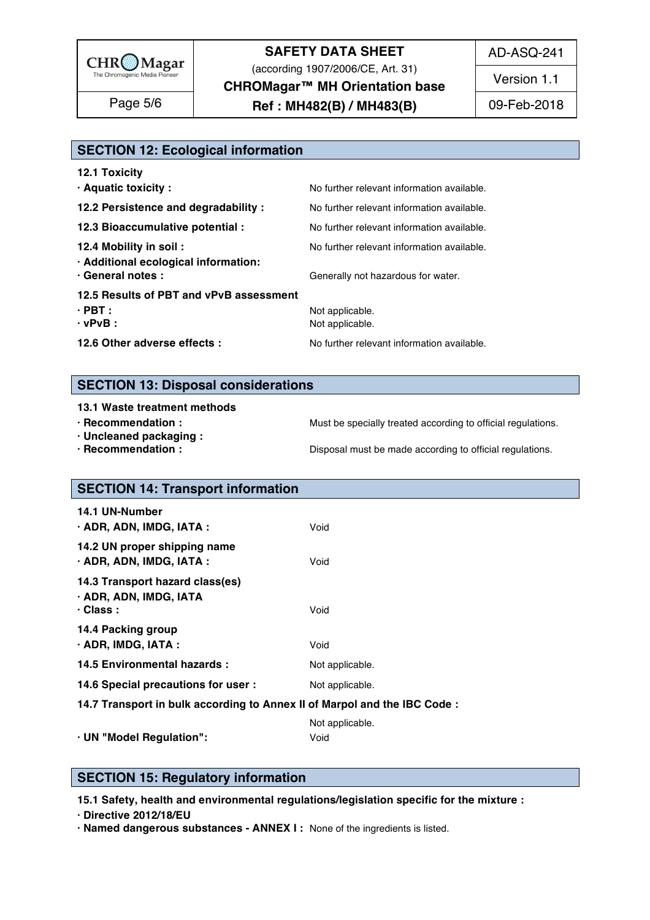## SECTION 12: Ecological information

**12.1 Toxicity**

**· Aquatic toxicity :** No further relevant information available.

**12.2 Persistence and degradability :** No further relevant information available.

**12.3 Bioaccumulative potential :** No further relevant information available.

**12.4 Mobility in soil :** No further relevant information available.

**· Additional ecological information:**

**· General notes :** Generally not hazardous for water.

**12.5 Results of PBT and vPvB assessment**

**· PBT :** Not applicable.

**· vPvB :** Not applicable.

**12.6 Other adverse effects :** No further relevant information available.

## SECTION 13: Disposal considerations

**13.1 Waste treatment methods**

**· Recommendation :** Must be specially treated according to official regulations.

**· Uncleaned packaging :**

**· Recommendation :** Disposal must be made according to official regulations.

## SECTION 14: Transport information

**14.1 UN-Number**

**· ADR, ADN, IMDG, IATA :** Void

**14.2 UN proper shipping name**

**· ADR, ADN, IMDG, IATA :** Void

**14.3 Transport hazard class(es)**

**· ADR, ADN, IMDG, IATA**

**· Class :** Void

**14.4 Packing group**

**· ADR, IMDG, IATA :** Void

**14.5 Environmental hazards :** Not applicable.

**14.6 Special precautions for user :** Not applicable.

**14.7 Transport in bulk according to Annex II of Marpol and the IBC Code :**

Not applicable.

**· UN "Model Regulation":** Void

## SECTION 15: Regulatory information

**15.1 Safety, health and environmental regulations/legislation specific for the mixture :**

**· Directive 2012/18/EU**

**· Named dangerous substances - ANNEX I :** None of the ingredients is listed.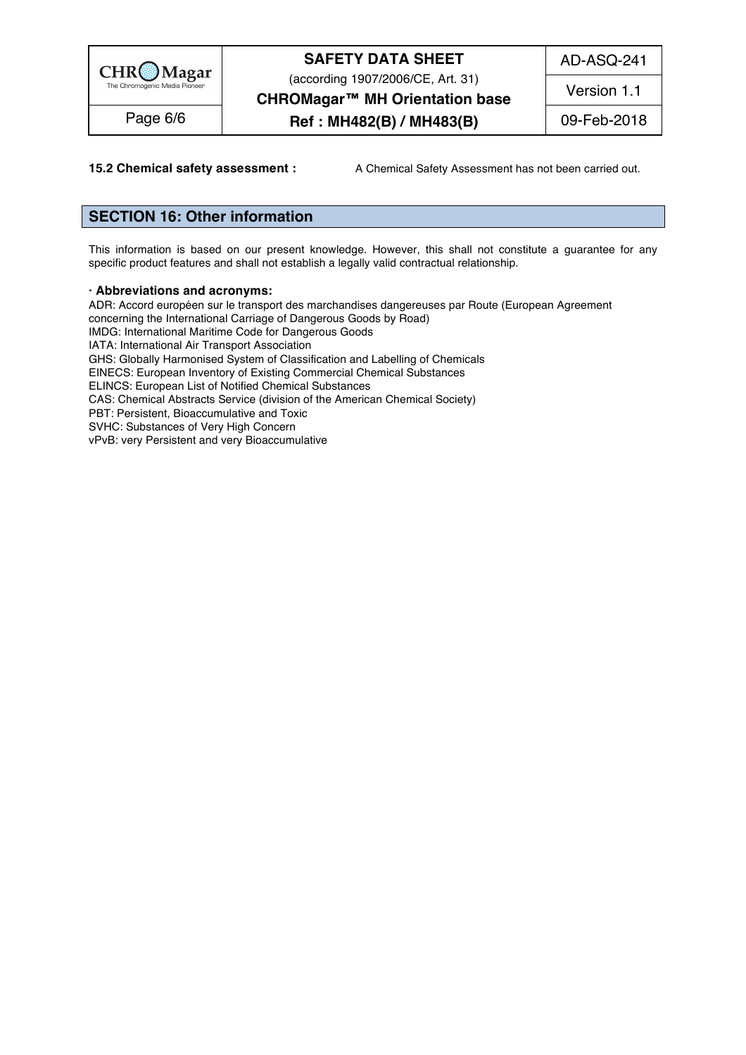**15.2 Chemical safety assessment :** A Chemical Safety Assessment has not been carried out.

## SECTION 16: Other information

This information is based on our present knowledge. However, this shall not constitute a guarantee for any specific product features and shall not establish a legally valid contractual relationship.

**· Abbreviations and acronyms:**

ADR: Accord européen sur le transport des marchandises dangereuses par Route (European Agreement concerning the International Carriage of Dangerous Goods by Road)
IMDG: International Maritime Code for Dangerous Goods
IATA: International Air Transport Association
GHS: Globally Harmonised System of Classification and Labelling of Chemicals
EINECS: European Inventory of Existing Commercial Chemical Substances
ELINCS: European List of Notified Chemical Substances
CAS: Chemical Abstracts Service (division of the American Chemical Society)
PBT: Persistent, Bioaccumulative and Toxic
SVHC: Substances of Very High Concern
vPvB: very Persistent and very Bioaccumulative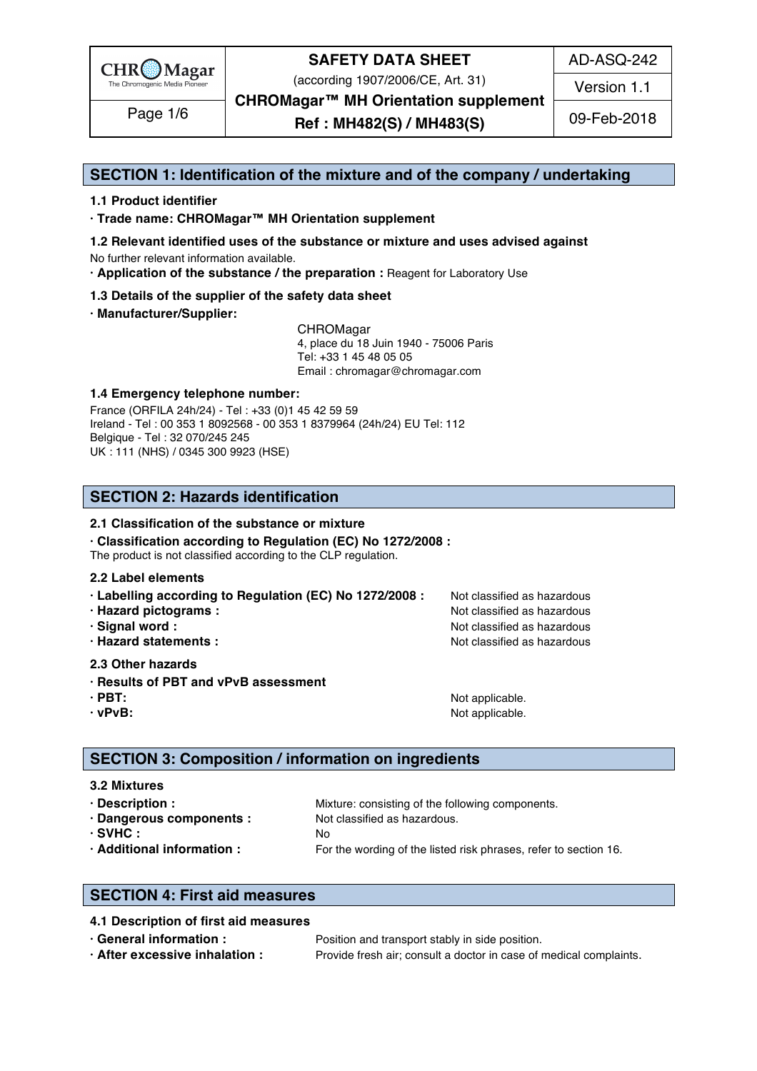## SECTION 1: Identification of the mixture and of the company / undertaking

### 1.1 Product identifier

**· Trade name: CHROMagar™ MH Orientation supplement**

### 1.2 Relevant identified uses of the substance or mixture and uses advised against

No further relevant information available.

**· Application of the substance / the preparation :** Reagent for Laboratory Use

### 1.3 Details of the supplier of the safety data sheet

**· Manufacturer/Supplier:**

CHROMagar
4, place du 18 Juin 1940 - 75006 Paris
Tel: +33 1 45 48 05 05
Email : chromagar@chromagar.com

### 1.4 Emergency telephone number:

France (ORFILA 24h/24) - Tel : +33 (0)1 45 42 59 59
Ireland - Tel : 00 353 1 8092568 - 00 353 1 8379964 (24h/24) EU Tel: 112
Belgique - Tel : 32 070/245 245
UK : 111 (NHS) / 0345 300 9923 (HSE)

## SECTION 2: Hazards identification

### 2.1 Classification of the substance or mixture

**· Classification according to Regulation (EC) No 1272/2008 :**
The product is not classified according to the CLP regulation.

### 2.2 Label elements

**· Labelling according to Regulation (EC) No 1272/2008 :** Not classified as hazardous
**· Hazard pictograms :** Not classified as hazardous
**· Signal word :** Not classified as hazardous
**· Hazard statements :** Not classified as hazardous

### 2.3 Other hazards

**· Results of PBT and vPvB assessment**
**· PBT:** Not applicable.
**· vPvB:** Not applicable.

## SECTION 3: Composition / information on ingredients

### 3.2 Mixtures

**· Description :** Mixture: consisting of the following components.
**· Dangerous components :** Not classified as hazardous.
**· SVHC :** No
**· Additional information :** For the wording of the listed risk phrases, refer to section 16.

## SECTION 4: First aid measures

### 4.1 Description of first aid measures

**· General information :** Position and transport stably in side position.
**· After excessive inhalation :** Provide fresh air; consult a doctor in case of medical complaints.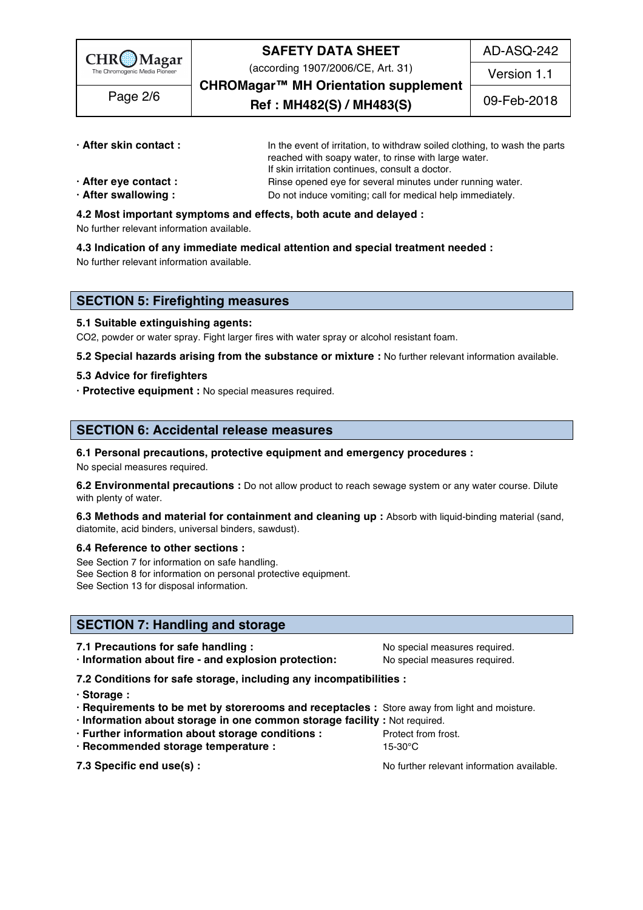· **After skin contact :** In the event of irritation, to withdraw soiled clothing, to wash the parts reached with soapy water, to rinse with large water. If skin irritation continues, consult a doctor.

· **After eye contact :** Rinse opened eye for several minutes under running water.

· **After swallowing :** Do not induce vomiting; call for medical help immediately.

**4.2 Most important symptoms and effects, both acute and delayed :**

No further relevant information available.

**4.3 Indication of any immediate medical attention and special treatment needed :**

No further relevant information available.

## SECTION 5: Firefighting measures

**5.1 Suitable extinguishing agents:**

$CO_2$, powder or water spray. Fight larger fires with water spray or alcohol resistant foam.

**5.2 Special hazards arising from the substance or mixture :** No further relevant information available.

**5.3 Advice for firefighters**

· **Protective equipment :** No special measures required.

## SECTION 6: Accidental release measures

**6.1 Personal precautions, protective equipment and emergency procedures :**

No special measures required.

**6.2 Environmental precautions :** Do not allow product to reach sewage system or any water course. Dilute with plenty of water.

**6.3 Methods and material for containment and cleaning up :** Absorb with liquid-binding material (sand, diatomite, acid binders, universal binders, sawdust).

**6.4 Reference to other sections :**

See Section 7 for information on safe handling.
See Section 8 for information on personal protective equipment.
See Section 13 for disposal information.

## SECTION 7: Handling and storage

**7.1 Precautions for safe handling :** No special measures required.

· **Information about fire - and explosion protection:** No special measures required.

**7.2 Conditions for safe storage, including any incompatibilities :**

· **Storage :**

· **Requirements to be met by storerooms and receptacles :** Store away from light and moisture.

· **Information about storage in one common storage facility :** Not required.

· **Further information about storage conditions :** Protect from frost.

· **Recommended storage temperature :** 15-30°C

**7.3 Specific end use(s) :** No further relevant information available.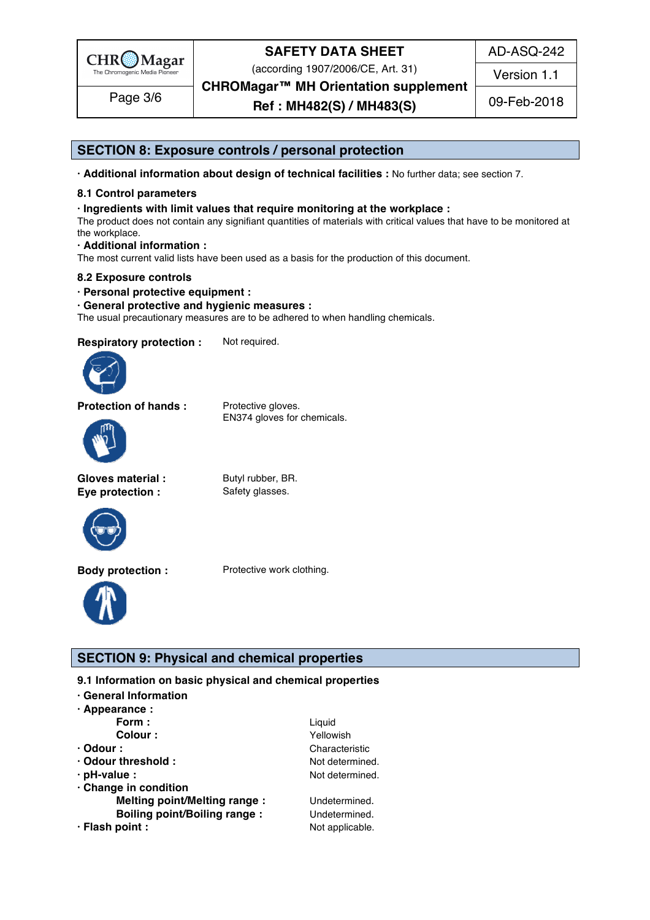## SECTION 8: Exposure controls / personal protection

· **Additional information about design of technical facilities :** No further data; see section 7.

### 8.1 Control parameters

· **Ingredients with limit values that require monitoring at the workplace :**
The product does not contain any signifiant quantities of materials with critical values that have to be monitored at the workplace.

· **Additional information :**
The most current valid lists have been used as a basis for the production of this document.

### 8.2 Exposure controls

· **Personal protective equipment :**

· **General protective and hygienic measures :**
The usual precautionary measures are to be adhered to when handling chemicals.

**Respiratory protection :** Not required.

**Protection of hands :** Protective gloves.
EN374 gloves for chemicals.

**Gloves material :** Butyl rubber, BR.

**Eye protection :** Safety glasses.

**Body protection :** Protective work clothing.

## SECTION 9: Physical and chemical properties

### 9.1 Information on basic physical and chemical properties

· **General Information**

· **Appearance :**

| | |
|---|---|
| **Form :** | Liquid |
| **Colour :** | Yellowish |
| · **Odour :** | Characteristic |
| · **Odour threshold :** | Not determined. |
| · **pH-value :** | Not determined. |
| · **Change in condition** | |
| **Melting point/Melting range :** | Undetermined. |
| **Boiling point/Boiling range :** | Undetermined. |
| · **Flash point :** | Not applicable. |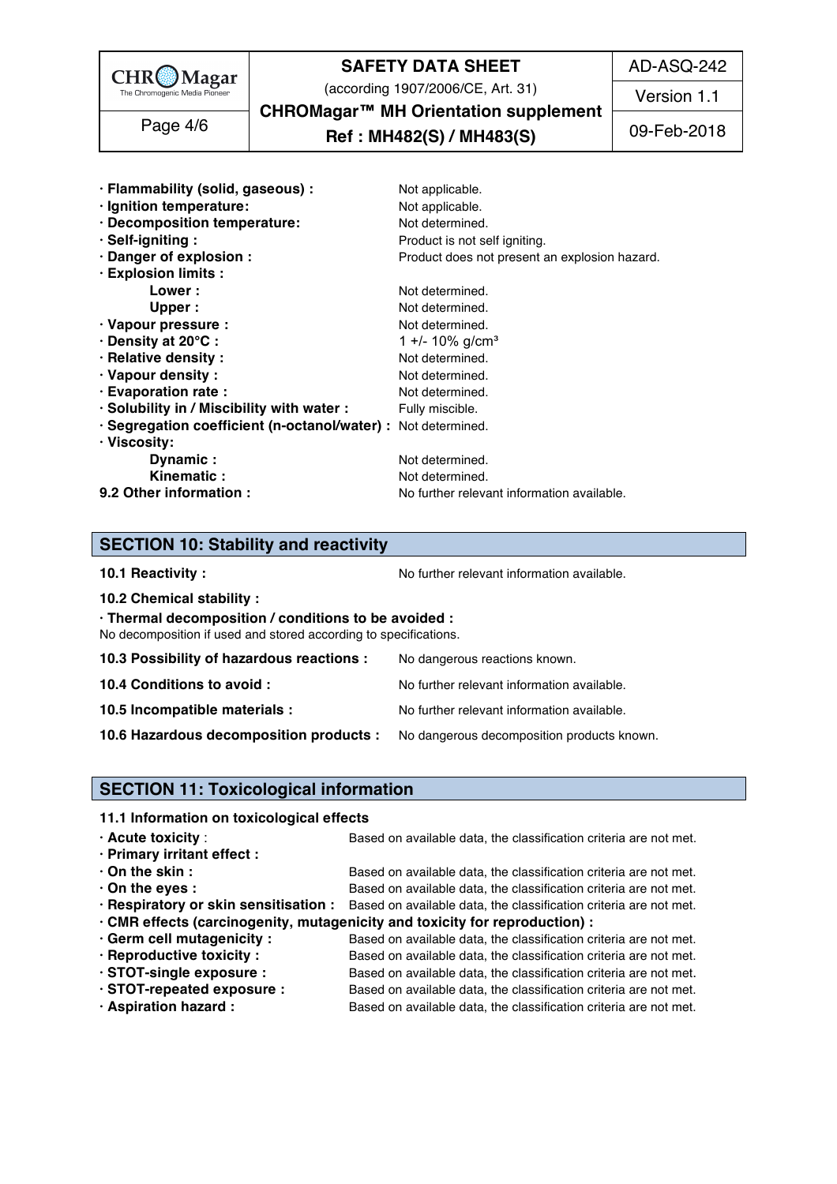· **Flammability (solid, gaseous) :** Not applicable.
· **Ignition temperature:** Not applicable.
· **Decomposition temperature:** Not determined.
· **Self-igniting :** Product is not self igniting.
· **Danger of explosion :** Product does not present an explosion hazard.
· **Explosion limits :**
  **Lower :** Not determined.
  **Upper :** Not determined.
· **Vapour pressure :** Not determined.
· **Density at 20°C :** 1 +/- 10% g/cm³
· **Relative density :** Not determined.
· **Vapour density :** Not determined.
· **Evaporation rate :** Not determined.
· **Solubility in / Miscibility with water :** Fully miscible.
· **Segregation coefficient (n-octanol/water) :** Not determined.
· **Viscosity:**
  **Dynamic :** Not determined.
  **Kinematic :** Not determined.
**9.2 Other information :** No further relevant information available.

## SECTION 10: Stability and reactivity

**10.1 Reactivity :** No further relevant information available.

**10.2 Chemical stability :**

· **Thermal decomposition / conditions to be avoided :**
No decomposition if used and stored according to specifications.

**10.3 Possibility of hazardous reactions :** No dangerous reactions known.

**10.4 Conditions to avoid :** No further relevant information available.

**10.5 Incompatible materials :** No further relevant information available.

**10.6 Hazardous decomposition products :** No dangerous decomposition products known.

## SECTION 11: Toxicological information

**11.1 Information on toxicological effects**

· **Acute toxicity** : Based on available data, the classification criteria are not met.
· **Primary irritant effect :**
· **On the skin :** Based on available data, the classification criteria are not met.
· **On the eyes :** Based on available data, the classification criteria are not met.
· **Respiratory or skin sensitisation :** Based on available data, the classification criteria are not met.
· **CMR effects (carcinogenity, mutagenicity and toxicity for reproduction) :**
· **Germ cell mutagenicity :** Based on available data, the classification criteria are not met.
· **Reproductive toxicity :** Based on available data, the classification criteria are not met.
· **STOT-single exposure :** Based on available data, the classification criteria are not met.
· **STOT-repeated exposure :** Based on available data, the classification criteria are not met.
· **Aspiration hazard :** Based on available data, the classification criteria are not met.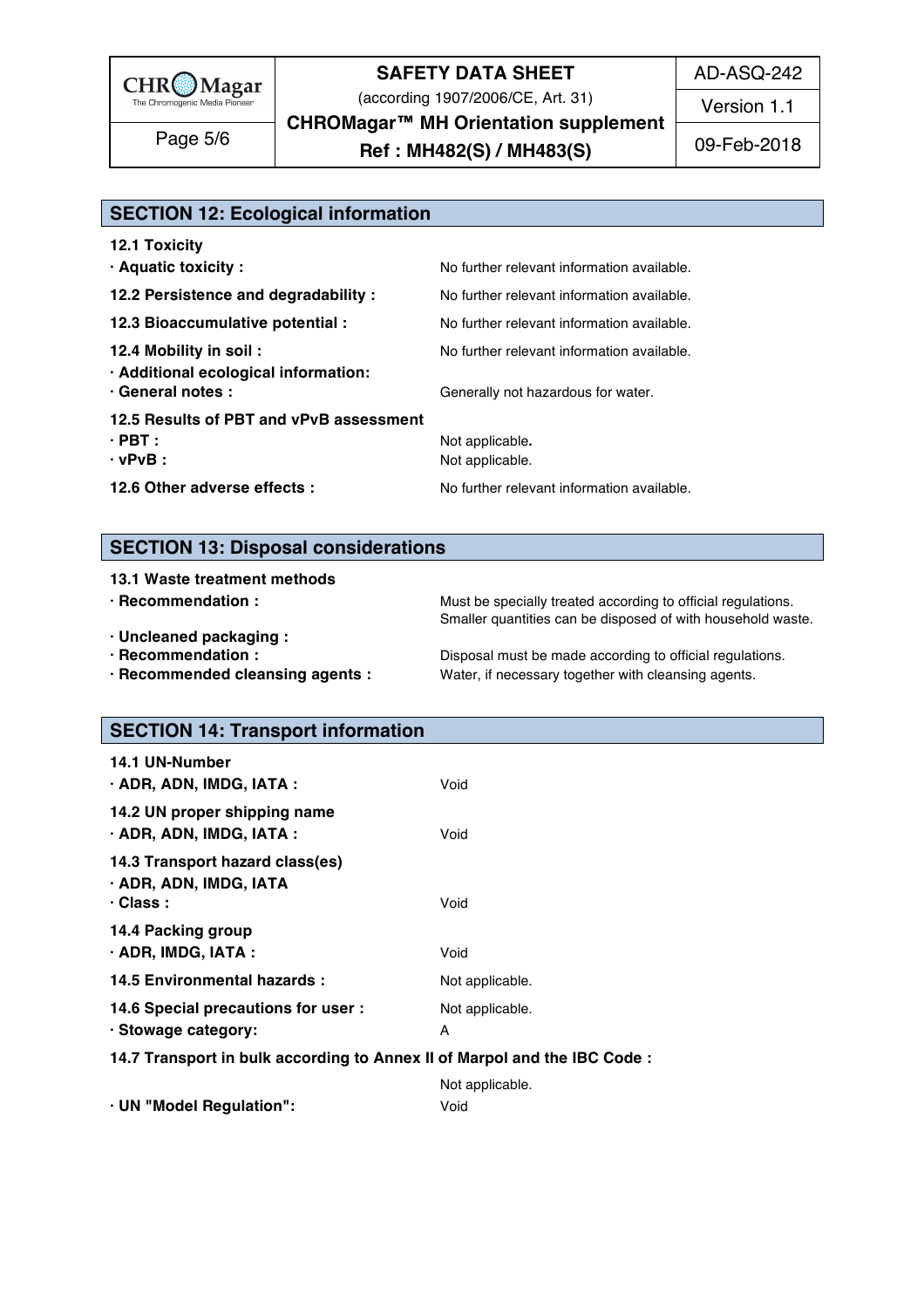## SECTION 12: Ecological information

**12.1 Toxicity**

| | |
|---|---|
| **· Aquatic toxicity :** | No further relevant information available. |
| **12.2 Persistence and degradability :** | No further relevant information available. |
| **12.3 Bioaccumulative potential :** | No further relevant information available. |
| **12.4 Mobility in soil :** | No further relevant information available. |
| **· Additional ecological information:** | |
| **· General notes :** | Generally not hazardous for water. |

**12.5 Results of PBT and vPvB assessment**

| | |
|---|---|
| **· PBT :** | Not applicable. |
| **· vPvB :** | Not applicable. |
| **12.6 Other adverse effects :** | No further relevant information available. |

## SECTION 13: Disposal considerations

**13.1 Waste treatment methods**

| | |
|---|---|
| **· Recommendation :** | Must be specially treated according to official regulations. Smaller quantities can be disposed of with household waste. |
| **· Uncleaned packaging :** | |
| **· Recommendation :** | Disposal must be made according to official regulations. |
| **· Recommended cleansing agents :** | Water, if necessary together with cleansing agents. |

## SECTION 14: Transport information

**14.1 UN-Number**

| | |
|---|---|
| **· ADR, ADN, IMDG, IATA :** | Void |

**14.2 UN proper shipping name**

| | |
|---|---|
| **· ADR, ADN, IMDG, IATA :** | Void |

**14.3 Transport hazard class(es)**

**· ADR, ADN, IMDG, IATA**

| | |
|---|---|
| **· Class :** | Void |

**14.4 Packing group**

| | |
|---|---|
| **· ADR, IMDG, IATA :** | Void |
| **14.5 Environmental hazards :** | Not applicable. |
| **14.6 Special precautions for user :** | Not applicable. |
| **· Stowage category:** | A |

**14.7 Transport in bulk according to Annex II of Marpol and the IBC Code :**

Not applicable.

| | |
|---|---|
| **· UN "Model Regulation":** | Void |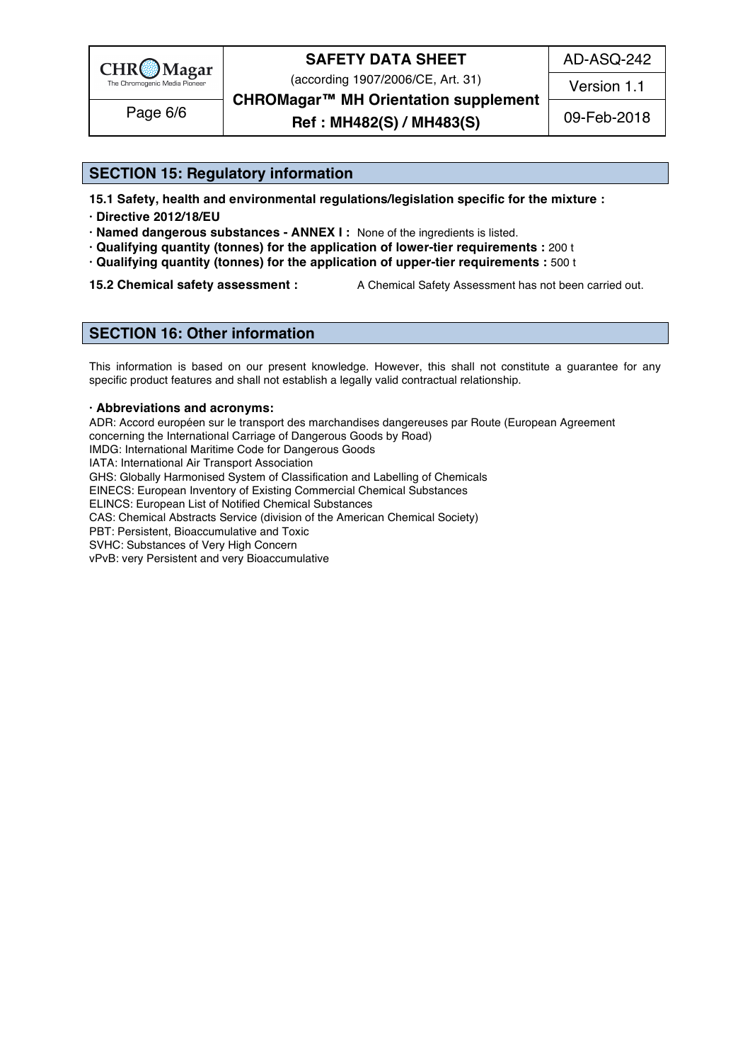## SECTION 15: Regulatory information

**15.1 Safety, health and environmental regulations/legislation specific for the mixture :**

- **Directive 2012/18/EU**
- **Named dangerous substances - ANNEX I :** None of the ingredients is listed.
- **Qualifying quantity (tonnes) for the application of lower-tier requirements :** 200 t
- **Qualifying quantity (tonnes) for the application of upper-tier requirements :** 500 t

**15.2 Chemical safety assessment :** A Chemical Safety Assessment has not been carried out.

## SECTION 16: Other information

This information is based on our present knowledge. However, this shall not constitute a guarantee for any specific product features and shall not establish a legally valid contractual relationship.

**· Abbreviations and acronyms:**

ADR: Accord européen sur le transport des marchandises dangereuses par Route (European Agreement concerning the International Carriage of Dangerous Goods by Road)
IMDG: International Maritime Code for Dangerous Goods
IATA: International Air Transport Association
GHS: Globally Harmonised System of Classification and Labelling of Chemicals
EINECS: European Inventory of Existing Commercial Chemical Substances
ELINCS: European List of Notified Chemical Substances
CAS: Chemical Abstracts Service (division of the American Chemical Society)
PBT: Persistent, Bioaccumulative and Toxic
SVHC: Substances of Very High Concern
vPvB: very Persistent and very Bioaccumulative